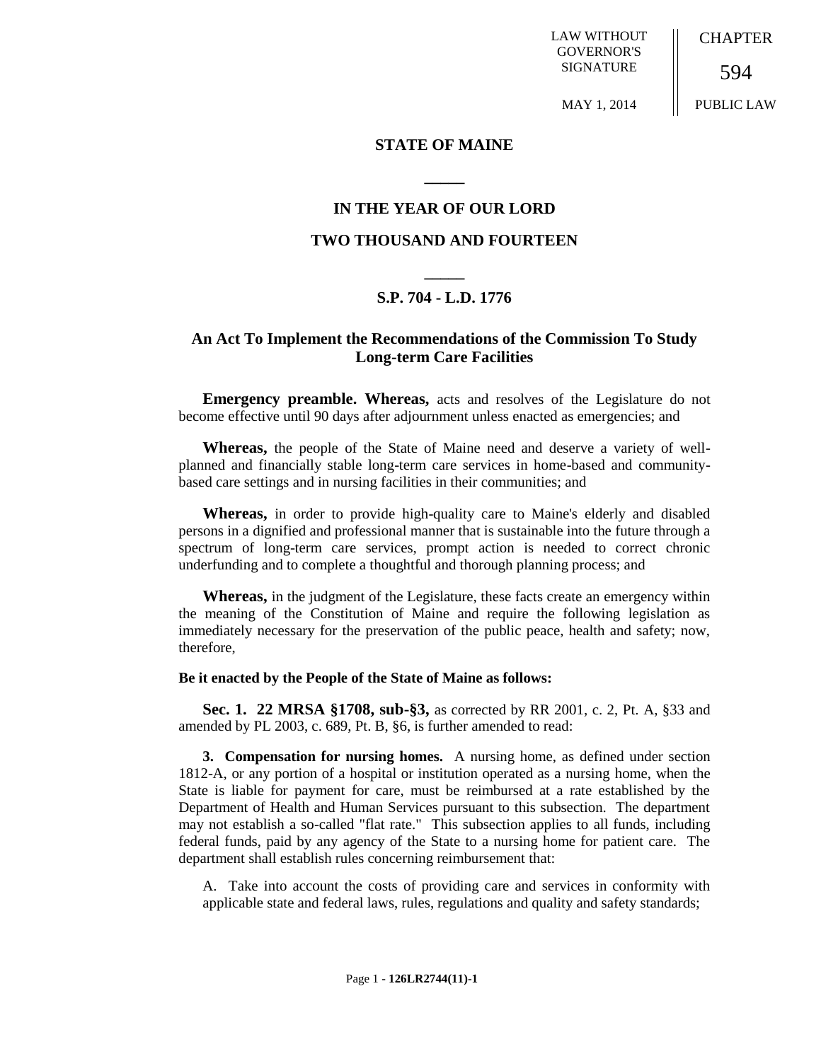LAW WITHOUT GOVERNOR'S SIGNATURE

MAY 1, 2014

CHAPTER

594

PUBLIC LAW

**STATE OF MAINE**

**IN THE YEAR OF OUR LORD**

**TWO THOUSAND AND FOURTEEN**

**S.P. 704 - L.D. 1776**

**An Act To Implement the Recommendations of the Commission To Study Long-term Care Facilities**

**Emergency preamble. Whereas,** acts and resolves of the Legislature do not become effective until 90 days after adjournment unless enacted as emergencies; and

**Whereas,** the people of the State of Maine need and deserve a variety of well-planned and financially stable long-term care services in home-based and community-based care settings and in nursing facilities in their communities; and

**Whereas,** in order to provide high-quality care to Maine's elderly and disabled persons in a dignified and professional manner that is sustainable into the future through a spectrum of long-term care services, prompt action is needed to correct chronic underfunding and to complete a thoughtful and thorough planning process; and

**Whereas,** in the judgment of the Legislature, these facts create an emergency within the meaning of the Constitution of Maine and require the following legislation as immediately necessary for the preservation of the public peace, health and safety; now, therefore,

**Be it enacted by the People of the State of Maine as follows:**

**Sec. 1. 22 MRSA §1708, sub-§3,** as corrected by RR 2001, c. 2, Pt. A, §33 and amended by PL 2003, c. 689, Pt. B, §6, is further amended to read:

**3. Compensation for nursing homes.** A nursing home, as defined under section 1812-A, or any portion of a hospital or institution operated as a nursing home, when the State is liable for payment for care, must be reimbursed at a rate established by the Department of Health and Human Services pursuant to this subsection. The department may not establish a so-called "flat rate." This subsection applies to all funds, including federal funds, paid by any agency of the State to a nursing home for patient care. The department shall establish rules concerning reimbursement that:

A. Take into account the costs of providing care and services in conformity with applicable state and federal laws, rules, regulations and quality and safety standards;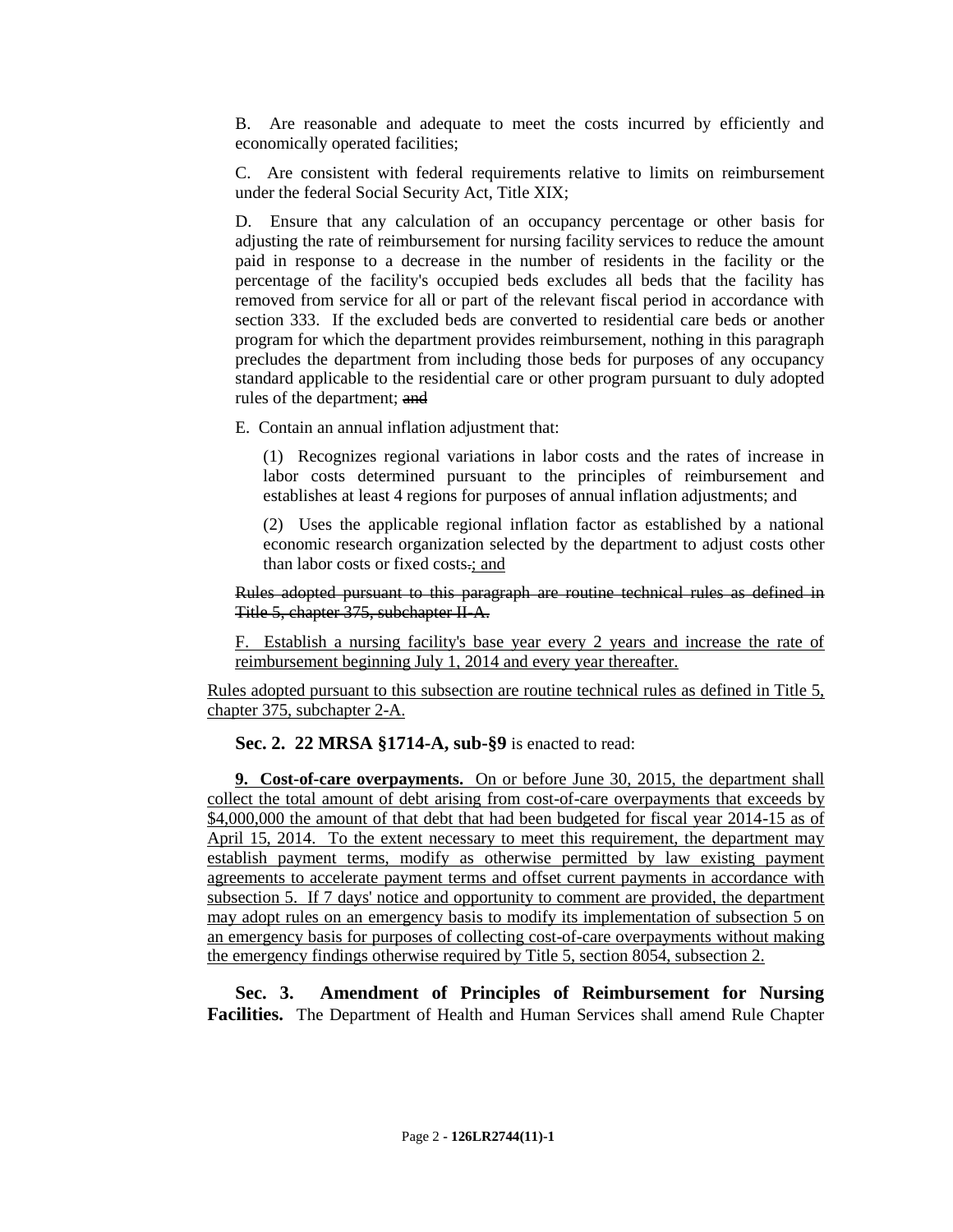B. Are reasonable and adequate to meet the costs incurred by efficiently and economically operated facilities;

C. Are consistent with federal requirements relative to limits on reimbursement under the federal Social Security Act, Title XIX;

D. Ensure that any calculation of an occupancy percentage or other basis for adjusting the rate of reimbursement for nursing facility services to reduce the amount paid in response to a decrease in the number of residents in the facility or the percentage of the facility's occupied beds excludes all beds that the facility has removed from service for all or part of the relevant fiscal period in accordance with section 333. If the excluded beds are converted to residential care beds or another program for which the department provides reimbursement, nothing in this paragraph precludes the department from including those beds for purposes of any occupancy standard applicable to the residential care or other program pursuant to duly adopted rules of the department; ~~and~~

E. Contain an annual inflation adjustment that:

(1) Recognizes regional variations in labor costs and the rates of increase in labor costs determined pursuant to the principles of reimbursement and establishes at least 4 regions for purposes of annual inflation adjustments; and

(2) Uses the applicable regional inflation factor as established by a national economic research organization selected by the department to adjust costs other than labor costs or fixed costs~~.~~; and

~~Rules adopted pursuant to this paragraph are routine technical rules as defined in Title 5, chapter 375, subchapter II-A.~~

F. Establish a nursing facility's base year every 2 years and increase the rate of reimbursement beginning July 1, 2014 and every year thereafter.

Rules adopted pursuant to this subsection are routine technical rules as defined in Title 5, chapter 375, subchapter 2-A.

**Sec. 2. 22 MRSA §1714-A, sub-§9** is enacted to read:

**9. Cost-of-care overpayments.** On or before June 30, 2015, the department shall collect the total amount of debt arising from cost-of-care overpayments that exceeds by $4,000,000 the amount of that debt that had been budgeted for fiscal year 2014-15 as of April 15, 2014. To the extent necessary to meet this requirement, the department may establish payment terms, modify as otherwise permitted by law existing payment agreements to accelerate payment terms and offset current payments in accordance with subsection 5. If 7 days' notice and opportunity to comment are provided, the department may adopt rules on an emergency basis to modify its implementation of subsection 5 on an emergency basis for purposes of collecting cost-of-care overpayments without making the emergency findings otherwise required by Title 5, section 8054, subsection 2.

**Sec. 3. Amendment of Principles of Reimbursement for Nursing Facilities.** The Department of Health and Human Services shall amend Rule Chapter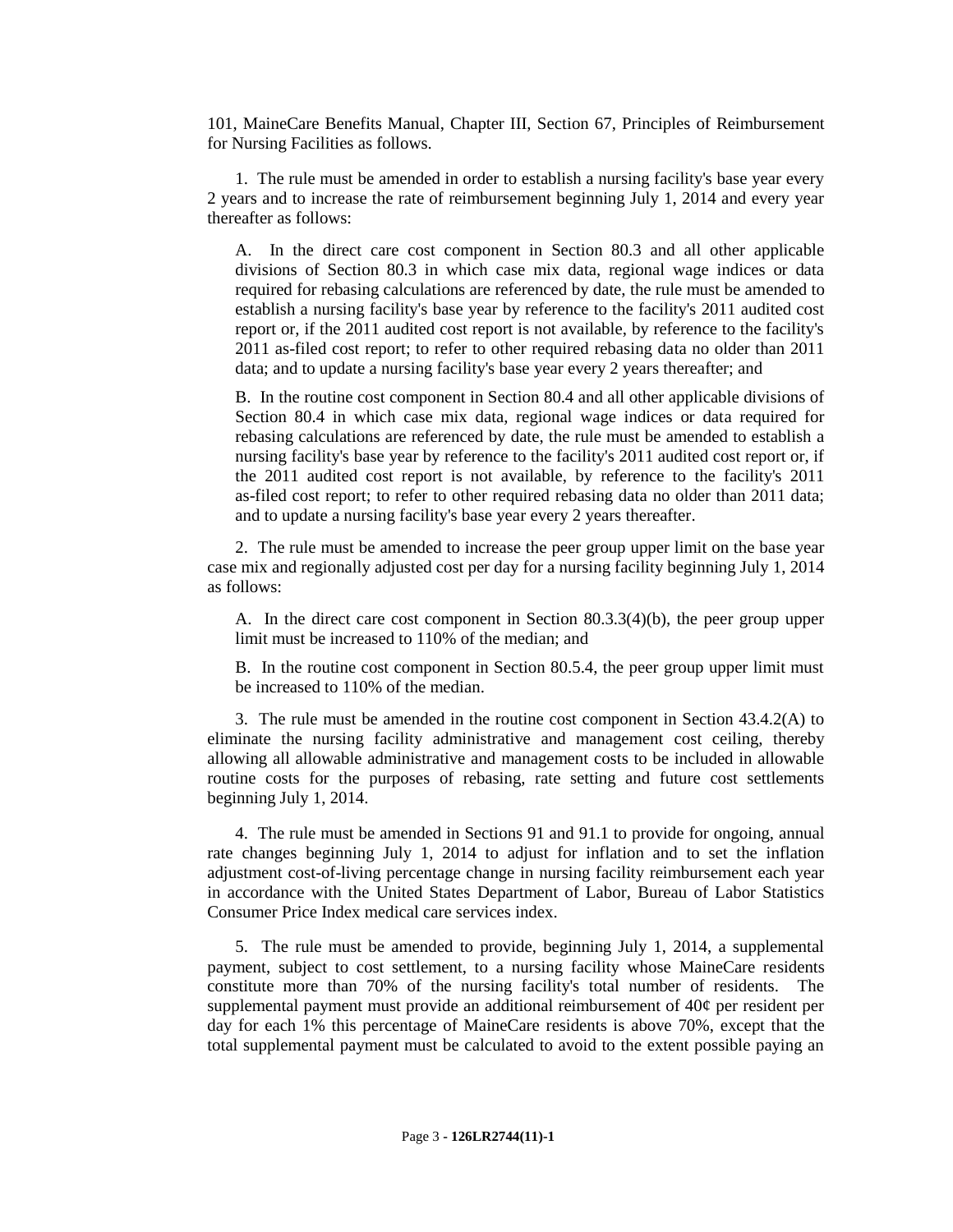101, MaineCare Benefits Manual, Chapter III, Section 67, Principles of Reimbursement for Nursing Facilities as follows.

1. The rule must be amended in order to establish a nursing facility's base year every 2 years and to increase the rate of reimbursement beginning July 1, 2014 and every year thereafter as follows:

A. In the direct care cost component in Section 80.3 and all other applicable divisions of Section 80.3 in which case mix data, regional wage indices or data required for rebasing calculations are referenced by date, the rule must be amended to establish a nursing facility's base year by reference to the facility's 2011 audited cost report or, if the 2011 audited cost report is not available, by reference to the facility's 2011 as-filed cost report; to refer to other required rebasing data no older than 2011 data; and to update a nursing facility's base year every 2 years thereafter; and

B. In the routine cost component in Section 80.4 and all other applicable divisions of Section 80.4 in which case mix data, regional wage indices or data required for rebasing calculations are referenced by date, the rule must be amended to establish a nursing facility's base year by reference to the facility's 2011 audited cost report or, if the 2011 audited cost report is not available, by reference to the facility's 2011 as-filed cost report; to refer to other required rebasing data no older than 2011 data; and to update a nursing facility's base year every 2 years thereafter.

2. The rule must be amended to increase the peer group upper limit on the base year case mix and regionally adjusted cost per day for a nursing facility beginning July 1, 2014 as follows:

A. In the direct care cost component in Section 80.3.3(4)(b), the peer group upper limit must be increased to 110% of the median; and

B. In the routine cost component in Section 80.5.4, the peer group upper limit must be increased to 110% of the median.

3. The rule must be amended in the routine cost component in Section 43.4.2(A) to eliminate the nursing facility administrative and management cost ceiling, thereby allowing all allowable administrative and management costs to be included in allowable routine costs for the purposes of rebasing, rate setting and future cost settlements beginning July 1, 2014.

4. The rule must be amended in Sections 91 and 91.1 to provide for ongoing, annual rate changes beginning July 1, 2014 to adjust for inflation and to set the inflation adjustment cost-of-living percentage change in nursing facility reimbursement each year in accordance with the United States Department of Labor, Bureau of Labor Statistics Consumer Price Index medical care services index.

5. The rule must be amended to provide, beginning July 1, 2014, a supplemental payment, subject to cost settlement, to a nursing facility whose MaineCare residents constitute more than 70% of the nursing facility's total number of residents. The supplemental payment must provide an additional reimbursement of 40¢ per resident per day for each 1% this percentage of MaineCare residents is above 70%, except that the total supplemental payment must be calculated to avoid to the extent possible paying an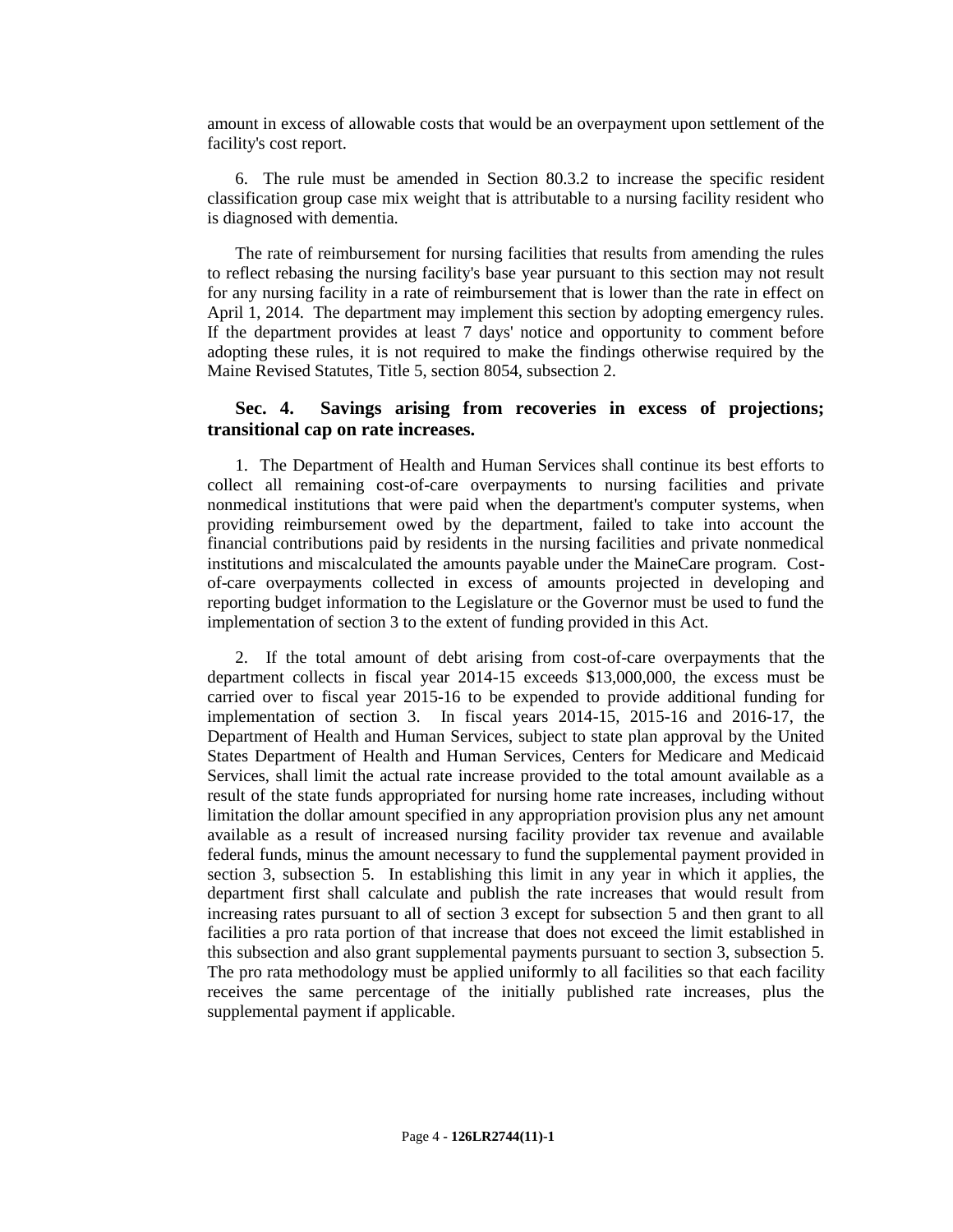amount in excess of allowable costs that would be an overpayment upon settlement of the facility's cost report.

6. The rule must be amended in Section 80.3.2 to increase the specific resident classification group case mix weight that is attributable to a nursing facility resident who is diagnosed with dementia.

The rate of reimbursement for nursing facilities that results from amending the rules to reflect rebasing the nursing facility's base year pursuant to this section may not result for any nursing facility in a rate of reimbursement that is lower than the rate in effect on April 1, 2014. The department may implement this section by adopting emergency rules. If the department provides at least 7 days' notice and opportunity to comment before adopting these rules, it is not required to make the findings otherwise required by the Maine Revised Statutes, Title 5, section 8054, subsection 2.

**Sec. 4. Savings arising from recoveries in excess of projections; transitional cap on rate increases.**

1. The Department of Health and Human Services shall continue its best efforts to collect all remaining cost-of-care overpayments to nursing facilities and private nonmedical institutions that were paid when the department's computer systems, when providing reimbursement owed by the department, failed to take into account the financial contributions paid by residents in the nursing facilities and private nonmedical institutions and miscalculated the amounts payable under the MaineCare program. Cost-of-care overpayments collected in excess of amounts projected in developing and reporting budget information to the Legislature or the Governor must be used to fund the implementation of section 3 to the extent of funding provided in this Act.

2. If the total amount of debt arising from cost-of-care overpayments that the department collects in fiscal year 2014-15 exceeds $13,000,000, the excess must be carried over to fiscal year 2015-16 to be expended to provide additional funding for implementation of section 3. In fiscal years 2014-15, 2015-16 and 2016-17, the Department of Health and Human Services, subject to state plan approval by the United States Department of Health and Human Services, Centers for Medicare and Medicaid Services, shall limit the actual rate increase provided to the total amount available as a result of the state funds appropriated for nursing home rate increases, including without limitation the dollar amount specified in any appropriation provision plus any net amount available as a result of increased nursing facility provider tax revenue and available federal funds, minus the amount necessary to fund the supplemental payment provided in section 3, subsection 5. In establishing this limit in any year in which it applies, the department first shall calculate and publish the rate increases that would result from increasing rates pursuant to all of section 3 except for subsection 5 and then grant to all facilities a pro rata portion of that increase that does not exceed the limit established in this subsection and also grant supplemental payments pursuant to section 3, subsection 5. The pro rata methodology must be applied uniformly to all facilities so that each facility receives the same percentage of the initially published rate increases, plus the supplemental payment if applicable.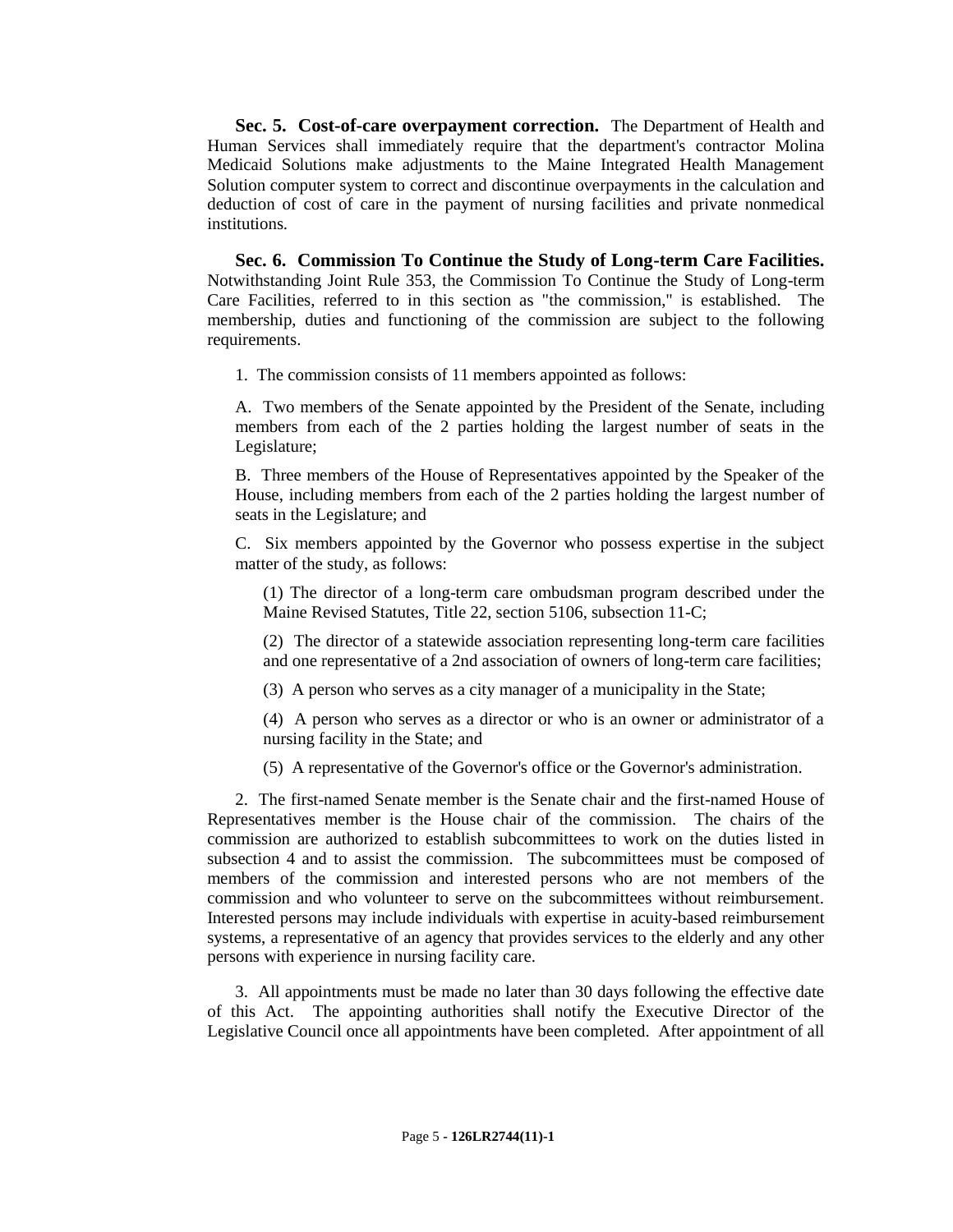**Sec. 5. Cost-of-care overpayment correction.** The Department of Health and Human Services shall immediately require that the department's contractor Molina Medicaid Solutions make adjustments to the Maine Integrated Health Management Solution computer system to correct and discontinue overpayments in the calculation and deduction of cost of care in the payment of nursing facilities and private nonmedical institutions.

**Sec. 6. Commission To Continue the Study of Long-term Care Facilities.** Notwithstanding Joint Rule 353, the Commission To Continue the Study of Long-term Care Facilities, referred to in this section as "the commission," is established. The membership, duties and functioning of the commission are subject to the following requirements.

1. The commission consists of 11 members appointed as follows:

A. Two members of the Senate appointed by the President of the Senate, including members from each of the 2 parties holding the largest number of seats in the Legislature;

B. Three members of the House of Representatives appointed by the Speaker of the House, including members from each of the 2 parties holding the largest number of seats in the Legislature; and

C. Six members appointed by the Governor who possess expertise in the subject matter of the study, as follows:

(1) The director of a long-term care ombudsman program described under the Maine Revised Statutes, Title 22, section 5106, subsection 11-C;

(2) The director of a statewide association representing long-term care facilities and one representative of a 2nd association of owners of long-term care facilities;

(3) A person who serves as a city manager of a municipality in the State;

(4) A person who serves as a director or who is an owner or administrator of a nursing facility in the State; and

(5) A representative of the Governor's office or the Governor's administration.

2. The first-named Senate member is the Senate chair and the first-named House of Representatives member is the House chair of the commission. The chairs of the commission are authorized to establish subcommittees to work on the duties listed in subsection 4 and to assist the commission. The subcommittees must be composed of members of the commission and interested persons who are not members of the commission and who volunteer to serve on the subcommittees without reimbursement. Interested persons may include individuals with expertise in acuity-based reimbursement systems, a representative of an agency that provides services to the elderly and any other persons with experience in nursing facility care.

3. All appointments must be made no later than 30 days following the effective date of this Act. The appointing authorities shall notify the Executive Director of the Legislative Council once all appointments have been completed. After appointment of all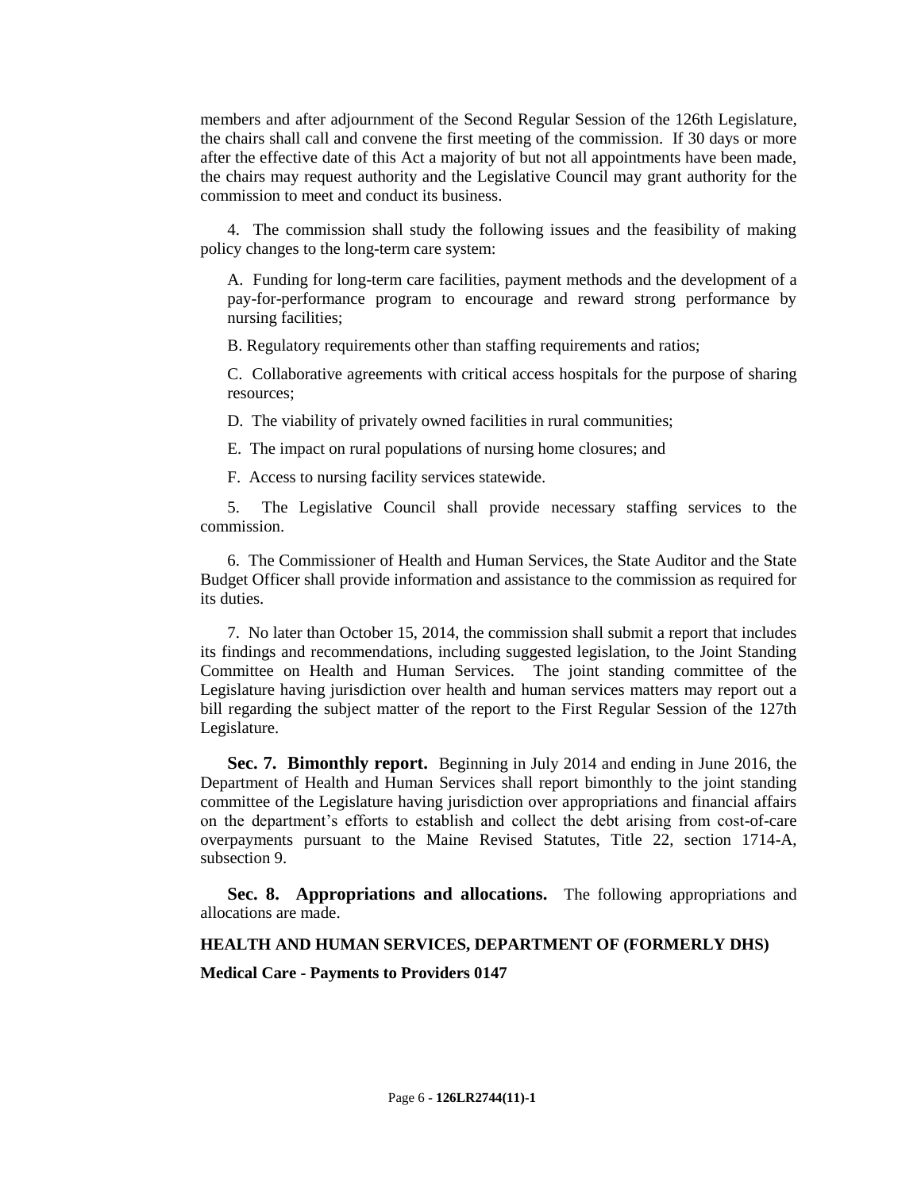members and after adjournment of the Second Regular Session of the 126th Legislature, the chairs shall call and convene the first meeting of the commission. If 30 days or more after the effective date of this Act a majority of but not all appointments have been made, the chairs may request authority and the Legislative Council may grant authority for the commission to meet and conduct its business.

4. The commission shall study the following issues and the feasibility of making policy changes to the long-term care system:

A. Funding for long-term care facilities, payment methods and the development of a pay-for-performance program to encourage and reward strong performance by nursing facilities;

B. Regulatory requirements other than staffing requirements and ratios;

C. Collaborative agreements with critical access hospitals for the purpose of sharing resources;

D. The viability of privately owned facilities in rural communities;

E. The impact on rural populations of nursing home closures; and

F. Access to nursing facility services statewide.

5. The Legislative Council shall provide necessary staffing services to the commission.

6. The Commissioner of Health and Human Services, the State Auditor and the State Budget Officer shall provide information and assistance to the commission as required for its duties.

7. No later than October 15, 2014, the commission shall submit a report that includes its findings and recommendations, including suggested legislation, to the Joint Standing Committee on Health and Human Services. The joint standing committee of the Legislature having jurisdiction over health and human services matters may report out a bill regarding the subject matter of the report to the First Regular Session of the 127th Legislature.

**Sec. 7. Bimonthly report.** Beginning in July 2014 and ending in June 2016, the Department of Health and Human Services shall report bimonthly to the joint standing committee of the Legislature having jurisdiction over appropriations and financial affairs on the department's efforts to establish and collect the debt arising from cost-of-care overpayments pursuant to the Maine Revised Statutes, Title 22, section 1714-A, subsection 9.

**Sec. 8. Appropriations and allocations.** The following appropriations and allocations are made.

**HEALTH AND HUMAN SERVICES, DEPARTMENT OF (FORMERLY DHS)**

**Medical Care - Payments to Providers 0147**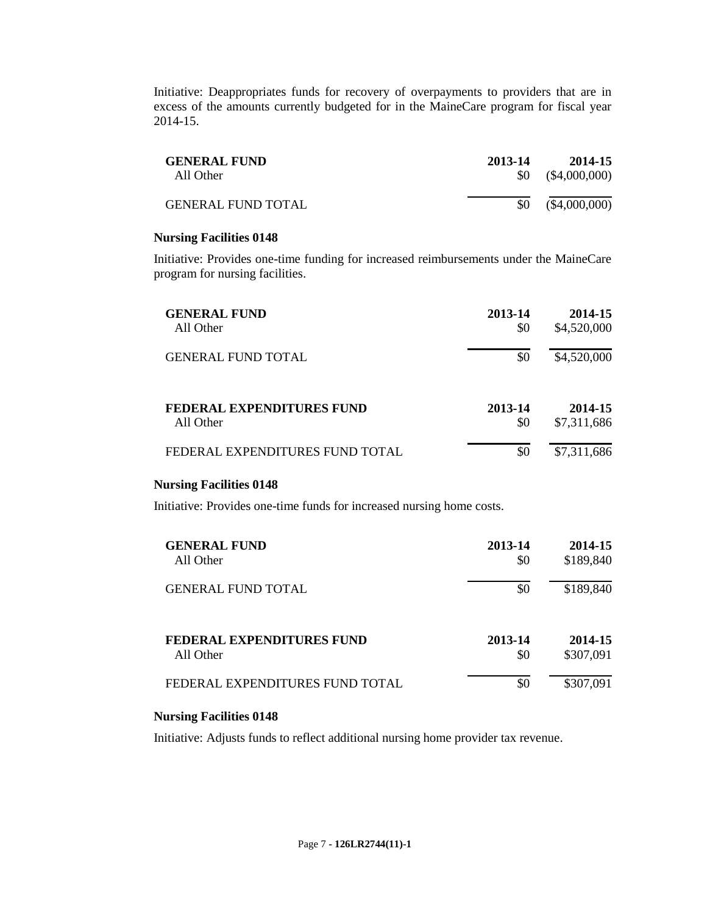Initiative: Deappropriates funds for recovery of overpayments to providers that are in excess of the amounts currently budgeted for in the MaineCare program for fiscal year 2014-15.

| **GENERAL FUND** | **2013-14** | **2014-15** |
|---|---|---|
| All Other | $0 | ($4,000,000) |
| GENERAL FUND TOTAL | $0 | ($4,000,000) |

**Nursing Facilities 0148**

Initiative: Provides one-time funding for increased reimbursements under the MaineCare program for nursing facilities.

| **GENERAL FUND** | **2013-14** | **2014-15** |
|---|---|---|
| All Other | $0 | $4,520,000 |
| GENERAL FUND TOTAL | $0 | $4,520,000 |

| **FEDERAL EXPENDITURES FUND** | **2013-14** | **2014-15** |
|---|---|---|
| All Other | $0 | $7,311,686 |
| FEDERAL EXPENDITURES FUND TOTAL | $0 | $7,311,686 |

**Nursing Facilities 0148**

Initiative: Provides one-time funds for increased nursing home costs.

| **GENERAL FUND** | **2013-14** | **2014-15** |
|---|---|---|
| All Other | $0 | $189,840 |
| GENERAL FUND TOTAL | $0 | $189,840 |

| **FEDERAL EXPENDITURES FUND** | **2013-14** | **2014-15** |
|---|---|---|
| All Other | $0 | $307,091 |
| FEDERAL EXPENDITURES FUND TOTAL | $0 | $307,091 |

**Nursing Facilities 0148**

Initiative: Adjusts funds to reflect additional nursing home provider tax revenue.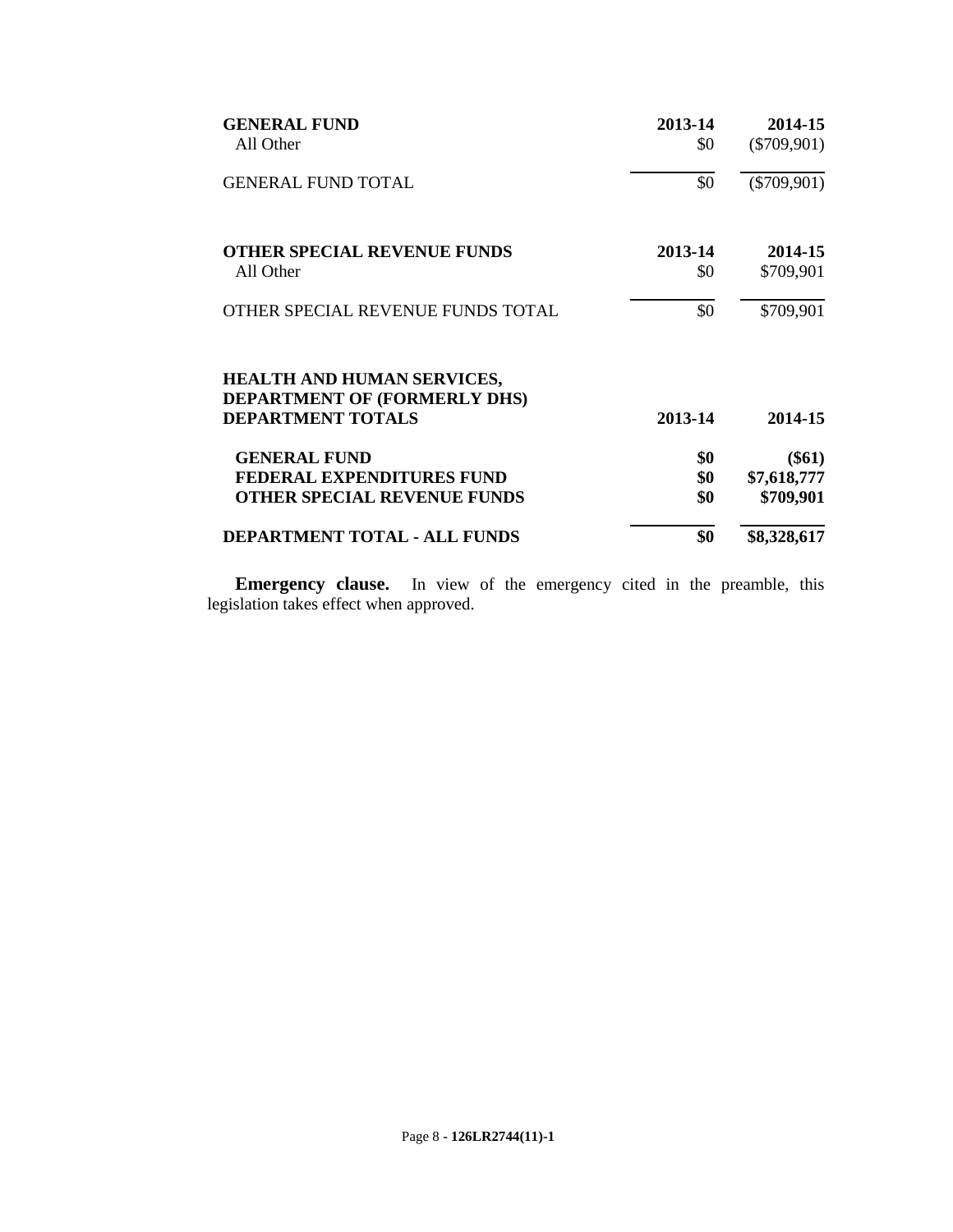| GENERAL FUND | 2013-14 | 2014-15 |
|---|---|---|
| All Other | $0 | ($709,901) |
| GENERAL FUND TOTAL | $0 | ($709,901) |

| OTHER SPECIAL REVENUE FUNDS | 2013-14 | 2014-15 |
|---|---|---|
| All Other | $0 | $709,901 |
| OTHER SPECIAL REVENUE FUNDS TOTAL | $0 | $709,901 |

| **HEALTH AND HUMAN SERVICES, DEPARTMENT OF (FORMERLY DHS) DEPARTMENT TOTALS** | **2013-14** | **2014-15** |
|---|---|---|
| **GENERAL FUND** | **$0** | **($61)** |
| **FEDERAL EXPENDITURES FUND** | **$0** | **$7,618,777** |
| **OTHER SPECIAL REVENUE FUNDS** | **$0** | **$709,901** |
| **DEPARTMENT TOTAL - ALL FUNDS** | **$0** | **$8,328,617** |

**Emergency clause.** In view of the emergency cited in the preamble, this legislation takes effect when approved.